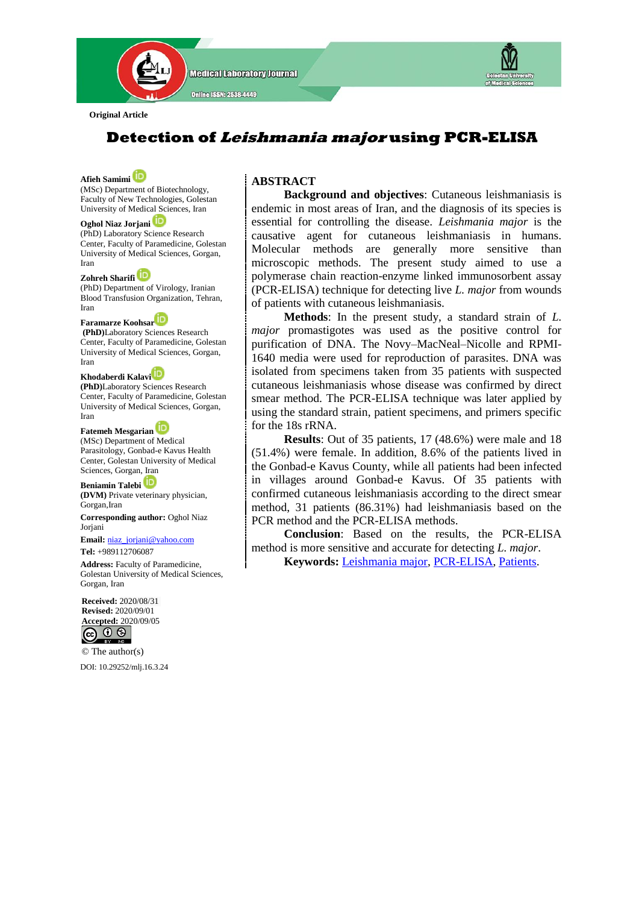Original Article

# Detection of *Leishmania major* using PCR-ELISA

**Afieh Samimi**
(MSc) Department of Biotechnology, Faculty of New Technologies, Golestan University of Medical Sciences, Iran

**Oghol Niaz Jorjani**
(PhD) Laboratory Science Research Center, Faculty of Paramedicine, Golestan University of Medical Sciences, Gorgan, Iran

**Zohreh Sharifi**
(PhD) Department of Virology, Iranian Blood Transfusion Organization, Tehran, Iran

**Faramarze Koohsar**
**(PhD)**Laboratory Sciences Research Center, Faculty of Paramedicine, Golestan University of Medical Sciences, Gorgan, Iran

**Khodaberdi Kalavi**
**(PhD)**Laboratory Sciences Research Center, Faculty of Paramedicine, Golestan University of Medical Sciences, Gorgan, Iran

**Fatemeh Mesgarian**
(MSc) Department of Medical Parasitology, Gonbad-e Kavus Health Center, Golestan University of Medical Sciences, Gorgan, Iran

**Beniamin Talebi**
**(DVM)** Private veterinary physician, Gorgan,Iran

**Corresponding author:** Oghol Niaz Jorjani

**Email:** niaz_jorjani@yahoo.com

**Tel:** +989112706087

**Address:** Faculty of Paramedicine, Golestan University of Medical Sciences, Gorgan, Iran

**Received:** 2020/08/31
**Revised:** 2020/09/01
**Accepted:** 2020/09/05

© The author(s)

DOI: 10.29252/mlj.16.3.24

## ABSTRACT

**Background and objectives**: Cutaneous leishmaniasis is endemic in most areas of Iran, and the diagnosis of its species is essential for controlling the disease. *Leishmania major* is the causative agent for cutaneous leishmaniasis in humans. Molecular methods are generally more sensitive than microscopic methods. The present study aimed to use a polymerase chain reaction-enzyme linked immunosorbent assay (PCR-ELISA) technique for detecting live *L. major* from wounds of patients with cutaneous leishmaniasis.

**Methods**: In the present study, a standard strain of *L. major* promastigotes was used as the positive control for purification of DNA. The Novy–MacNeal–Nicolle and RPMI-1640 media were used for reproduction of parasites. DNA was isolated from specimens taken from 35 patients with suspected cutaneous leishmaniasis whose disease was confirmed by direct smear method. The PCR-ELISA technique was later applied by using the standard strain, patient specimens, and primers specific for the 18s rRNA.

**Results**: Out of 35 patients, 17 (48.6%) were male and 18 (51.4%) were female. In addition, 8.6% of the patients lived in the Gonbad-e Kavus County, while all patients had been infected in villages around Gonbad-e Kavus. Of 35 patients with confirmed cutaneous leishmaniasis according to the direct smear method, 31 patients (86.31%) had leishmaniasis based on the PCR method and the PCR-ELISA methods.

**Conclusion**: Based on the results, the PCR-ELISA method is more sensitive and accurate for detecting *L. major*.

**Keywords:** Leishmania major, PCR-ELISA, Patients.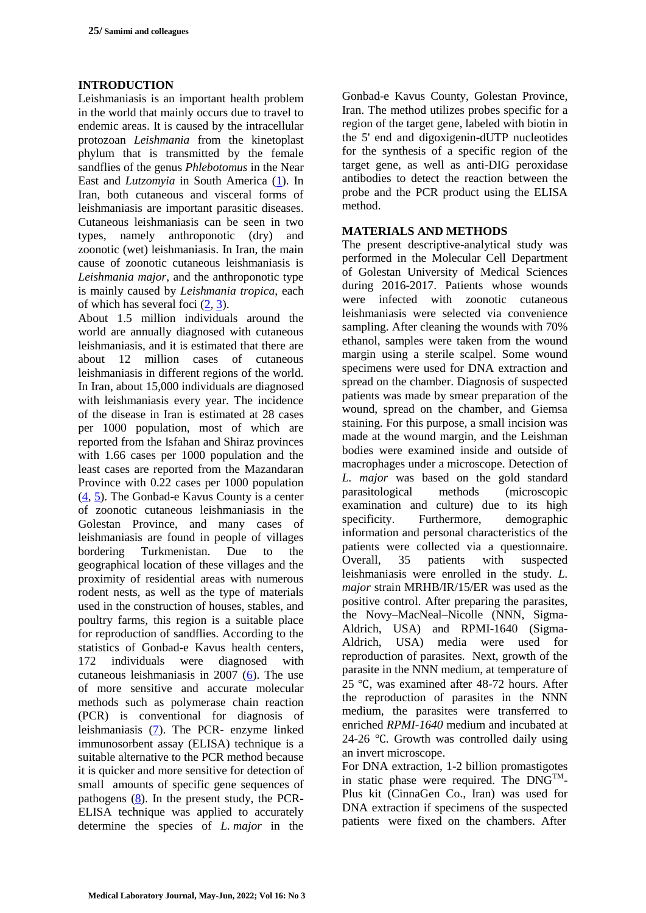## INTRODUCTION

Leishmaniasis is an important health problem in the world that mainly occurs due to travel to endemic areas. It is caused by the intracellular protozoan *Leishmania* from the kinetoplast phylum that is transmitted by the female sandflies of the genus *Phlebotomus* in the Near East and *Lutzomyia* in South America (1). In Iran, both cutaneous and visceral forms of leishmaniasis are important parasitic diseases. Cutaneous leishmaniasis can be seen in two types, namely anthroponotic (dry) and zoonotic (wet) leishmaniasis. In Iran, the main cause of zoonotic cutaneous leishmaniasis is *Leishmania major*, and the anthroponotic type is mainly caused by *Leishmania tropica*, each of which has several foci (2, 3).

About 1.5 million individuals around the world are annually diagnosed with cutaneous leishmaniasis, and it is estimated that there are about 12 million cases of cutaneous leishmaniasis in different regions of the world. In Iran, about 15,000 individuals are diagnosed with leishmaniasis every year. The incidence of the disease in Iran is estimated at 28 cases per 1000 population, most of which are reported from the Isfahan and Shiraz provinces with 1.66 cases per 1000 population and the least cases are reported from the Mazandaran Province with 0.22 cases per 1000 population (4, 5). The Gonbad-e Kavus County is a center of zoonotic cutaneous leishmaniasis in the Golestan Province, and many cases of leishmaniasis are found in people of villages bordering Turkmenistan. Due to the geographical location of these villages and the proximity of residential areas with numerous rodent nests, as well as the type of materials used in the construction of houses, stables, and poultry farms, this region is a suitable place for reproduction of sandflies. According to the statistics of Gonbad-e Kavus health centers, 172 individuals were diagnosed with cutaneous leishmaniasis in 2007 (6). The use of more sensitive and accurate molecular methods such as polymerase chain reaction (PCR) is conventional for diagnosis of leishmaniasis (7). The PCR- enzyme linked immunosorbent assay (ELISA) technique is a suitable alternative to the PCR method because it is quicker and more sensitive for detection of small amounts of specific gene sequences of pathogens (8). In the present study, the PCR-ELISA technique was applied to accurately determine the species of *L. major* in the Gonbad-e Kavus County, Golestan Province, Iran. The method utilizes probes specific for a region of the target gene, labeled with biotin in the 5' end and digoxigenin-dUTP nucleotides for the synthesis of a specific region of the target gene, as well as anti-DIG peroxidase antibodies to detect the reaction between the probe and the PCR product using the ELISA method.

## MATERIALS AND METHODS

The present descriptive-analytical study was performed in the Molecular Cell Department of Golestan University of Medical Sciences during 2016-2017. Patients whose wounds were infected with zoonotic cutaneous leishmaniasis were selected via convenience sampling. After cleaning the wounds with 70% ethanol, samples were taken from the wound margin using a sterile scalpel. Some wound specimens were used for DNA extraction and spread on the chamber. Diagnosis of suspected patients was made by smear preparation of the wound, spread on the chamber, and Giemsa staining. For this purpose, a small incision was made at the wound margin, and the Leishman bodies were examined inside and outside of macrophages under a microscope. Detection of *L. major* was based on the gold standard parasitological methods (microscopic examination and culture) due to its high specificity. Furthermore, demographic information and personal characteristics of the patients were collected via a questionnaire. Overall, 35 patients with suspected leishmaniasis were enrolled in the study. *L. major* strain MRHB/IR/15/ER was used as the positive control. After preparing the parasites, the Novy–MacNeal–Nicolle (NNN, Sigma-Aldrich, USA) and RPMI-1640 (Sigma-Aldrich, USA) media were used for reproduction of parasites. Next, growth of the parasite in the NNN medium, at temperature of 25 ℃, was examined after 48-72 hours. After the reproduction of parasites in the NNN medium, the parasites were transferred to enriched *RPMI-1640* medium and incubated at 24-26 ℃. Growth was controlled daily using an invert microscope.

For DNA extraction, 1-2 billion promastigotes in static phase were required. The DNG™-Plus kit (CinnaGen Co., Iran) was used for DNA extraction if specimens of the suspected patients were fixed on the chambers. After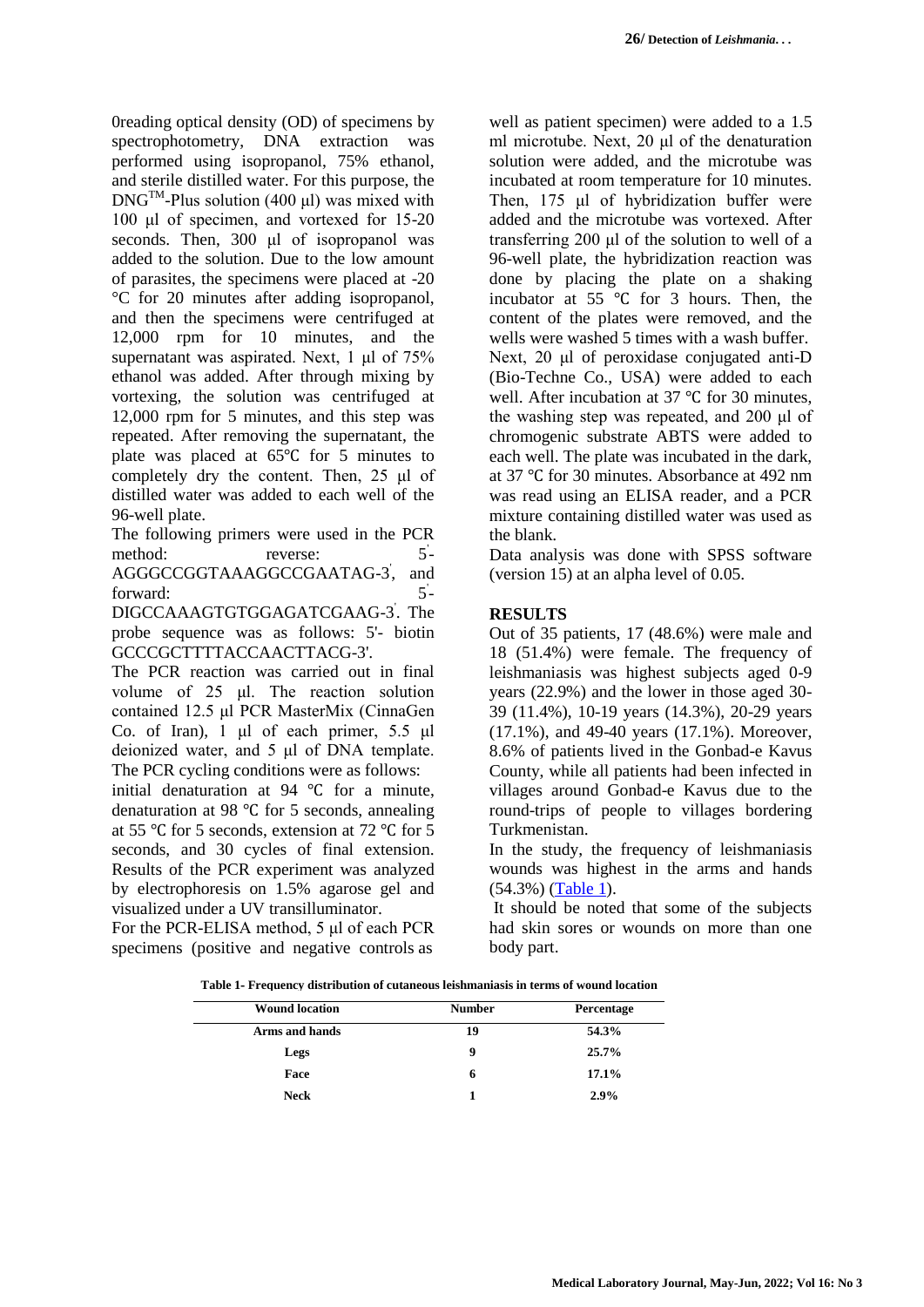0reading optical density (OD) of specimens by spectrophotometry, DNA extraction was performed using isopropanol, 75% ethanol, and sterile distilled water. For this purpose, the DNG$^{TM}$-Plus solution (400 µl) was mixed with 100 µl of specimen, and vortexed for 15-20 seconds. Then, 300 µl of isopropanol was added to the solution. Due to the low amount of parasites, the specimens were placed at -20 °C for 20 minutes after adding isopropanol, and then the specimens were centrifuged at 12,000 rpm for 10 minutes, and the supernatant was aspirated. Next, 1 µl of 75% ethanol was added. After through mixing by vortexing, the solution was centrifuged at 12,000 rpm for 5 minutes, and this step was repeated. After removing the supernatant, the plate was placed at 65℃ for 5 minutes to completely dry the content. Then, 25 µl of distilled water was added to each well of the 96-well plate.

The following primers were used in the PCR method: reverse: 5'-AGGGCCGGTAAAGGCCGAATAG-3', and forward: 5'-DIGCCAAAGTGTGGAGATCGAAG-3'. The probe sequence was as follows: 5'- biotin GCCCGCTTTTACCAACTTACG-3'.

The PCR reaction was carried out in final volume of 25 µl. The reaction solution contained 12.5 µl PCR MasterMix (CinnaGen Co. of Iran), 1 µl of each primer, 5.5 µl deionized water, and 5 µl of DNA template. The PCR cycling conditions were as follows: initial denaturation at 94 ℃ for a minute, denaturation at 98 ℃ for 5 seconds, annealing at 55 ℃ for 5 seconds, extension at 72 ℃ for 5 seconds, and 30 cycles of final extension. Results of the PCR experiment was analyzed by electrophoresis on 1.5% agarose gel and visualized under a UV transilluminator.

For the PCR-ELISA method, 5 µl of each PCR specimens (positive and negative controls as well as patient specimen) were added to a 1.5 ml microtube. Next, 20 µl of the denaturation solution were added, and the microtube was incubated at room temperature for 10 minutes. Then, 175 µl of hybridization buffer were added and the microtube was vortexed. After transferring 200 µl of the solution to well of a 96-well plate, the hybridization reaction was done by placing the plate on a shaking incubator at 55 ℃ for 3 hours. Then, the content of the plates were removed, and the wells were washed 5 times with a wash buffer. Next, 20 µl of peroxidase conjugated anti-D (Bio-Techne Co., USA) were added to each well. After incubation at 37 ℃ for 30 minutes, the washing step was repeated, and 200 µl of chromogenic substrate ABTS were added to each well. The plate was incubated in the dark, at 37 ℃ for 30 minutes. Absorbance at 492 nm was read using an ELISA reader, and a PCR mixture containing distilled water was used as the blank.

Data analysis was done with SPSS software (version 15) at an alpha level of 0.05.

## RESULTS

Out of 35 patients, 17 (48.6%) were male and 18 (51.4%) were female. The frequency of leishmaniasis was highest subjects aged 0-9 years (22.9%) and the lower in those aged 30-39 (11.4%), 10-19 years (14.3%), 20-29 years (17.1%), and 49-40 years (17.1%). Moreover, 8.6% of patients lived in the Gonbad-e Kavus County, while all patients had been infected in villages around Gonbad-e Kavus due to the round-trips of people to villages bordering Turkmenistan.

In the study, the frequency of leishmaniasis wounds was highest in the arms and hands (54.3%) (Table 1).

It should be noted that some of the subjects had skin sores or wounds on more than one body part.

**Table 1- Frequency distribution of cutaneous leishmaniasis in terms of wound location**

| Wound location | Number | Percentage |
|---|---|---|
| **Arms and hands** | **19** | **54.3%** |
| **Legs** | **9** | **25.7%** |
| **Face** | **6** | **17.1%** |
| **Neck** | **1** | **2.9%** |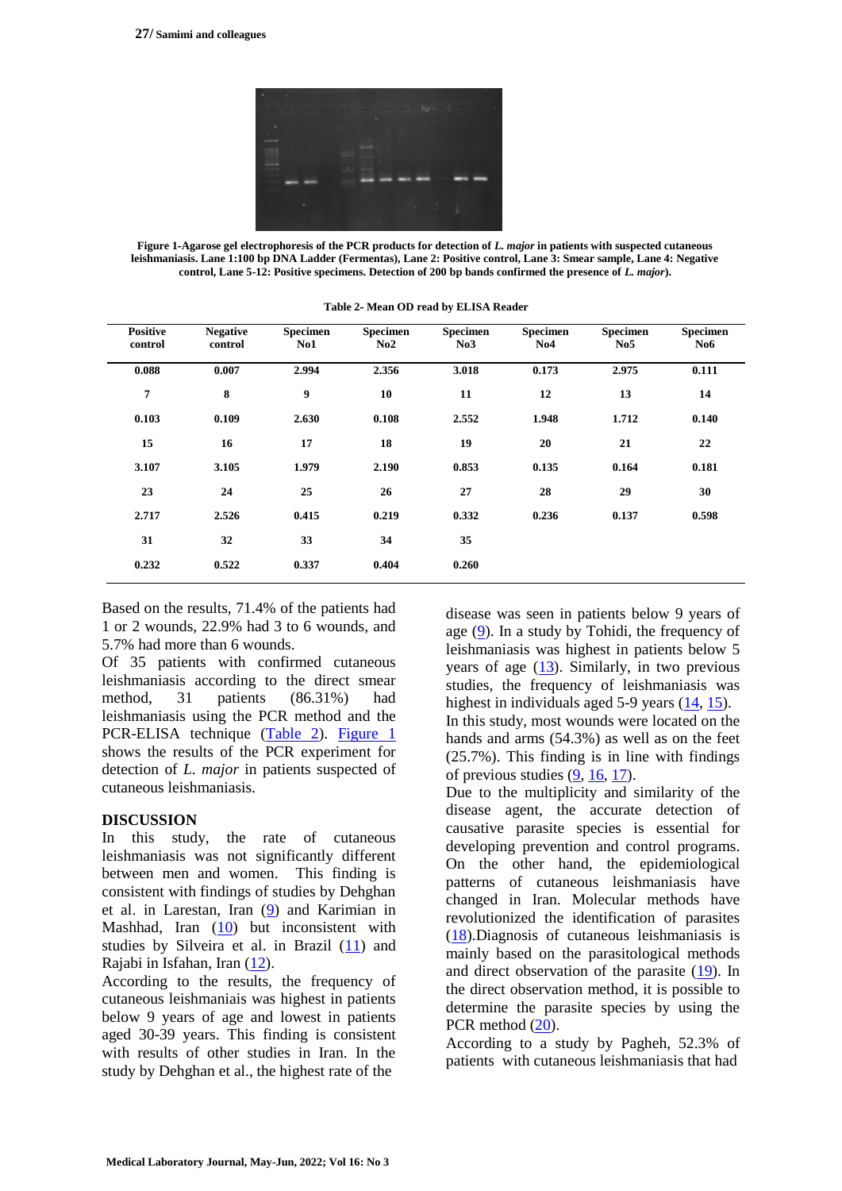Figure 1-Agarose gel electrophoresis of the PCR products for detection of *L. major* in patients with suspected cutaneous leishmaniasis. Lane 1:100 bp DNA Ladder (Fermentas), Lane 2: Positive control, Lane 3: Smear sample, Lane 4: Negative control, Lane 5-12: Positive specimens. Detection of 200 bp bands confirmed the presence of *L. major*).

**Table 2- Mean OD read by ELISA Reader**

| Positive control | Negative control | Specimen No1 | Specimen No2 | Specimen No3 | Specimen No4 | Specimen No5 | Specimen No6 |
|---|---|---|---|---|---|---|---|
| 0.088 | 0.007 | 2.994 | 2.356 | 3.018 | 0.173 | 2.975 | 0.111 |
| 7 | 8 | 9 | 10 | 11 | 12 | 13 | 14 |
| 0.103 | 0.109 | 2.630 | 0.108 | 2.552 | 1.948 | 1.712 | 0.140 |
| 15 | 16 | 17 | 18 | 19 | 20 | 21 | 22 |
| 3.107 | 3.105 | 1.979 | 2.190 | 0.853 | 0.135 | 0.164 | 0.181 |
| 23 | 24 | 25 | 26 | 27 | 28 | 29 | 30 |
| 2.717 | 2.526 | 0.415 | 0.219 | 0.332 | 0.236 | 0.137 | 0.598 |
| 31 | 32 | 33 | 34 | 35 | | | |
| 0.232 | 0.522 | 0.337 | 0.404 | 0.260 | | | |

Based on the results, 71.4% of the patients had 1 or 2 wounds, 22.9% had 3 to 6 wounds, and 5.7% had more than 6 wounds.

Of 35 patients with confirmed cutaneous leishmaniasis according to the direct smear method, 31 patients (86.31%) had leishmaniasis using the PCR method and the PCR-ELISA technique (Table 2). Figure 1 shows the results of the PCR experiment for detection of *L. major* in patients suspected of cutaneous leishmaniasis.

## DISCUSSION

In this study, the rate of cutaneous leishmaniasis was not significantly different between men and women. This finding is consistent with findings of studies by Dehghan et al. in Larestan, Iran (9) and Karimian in Mashhad, Iran (10) but inconsistent with studies by Silveira et al. in Brazil (11) and Rajabi in Isfahan, Iran (12).

According to the results, the frequency of cutaneous leishmaniais was highest in patients below 9 years of age and lowest in patients aged 30-39 years. This finding is consistent with results of other studies in Iran. In the study by Dehghan et al., the highest rate of the disease was seen in patients below 9 years of age (9). In a study by Tohidi, the frequency of leishmaniasis was highest in patients below 5 years of age (13). Similarly, in two previous studies, the frequency of leishmaniasis was highest in individuals aged 5-9 years (14, 15).

In this study, most wounds were located on the hands and arms (54.3%) as well as on the feet (25.7%). This finding is in line with findings of previous studies (9, 16, 17).

Due to the multiplicity and similarity of the disease agent, the accurate detection of causative parasite species is essential for developing prevention and control programs. On the other hand, the epidemiological patterns of cutaneous leishmaniasis have changed in Iran. Molecular methods have revolutionized the identification of parasites (18).Diagnosis of cutaneous leishmaniasis is mainly based on the parasitological methods and direct observation of the parasite (19). In the direct observation method, it is possible to determine the parasite species by using the PCR method (20).

According to a study by Pagheh, 52.3% of patients with cutaneous leishmaniasis that had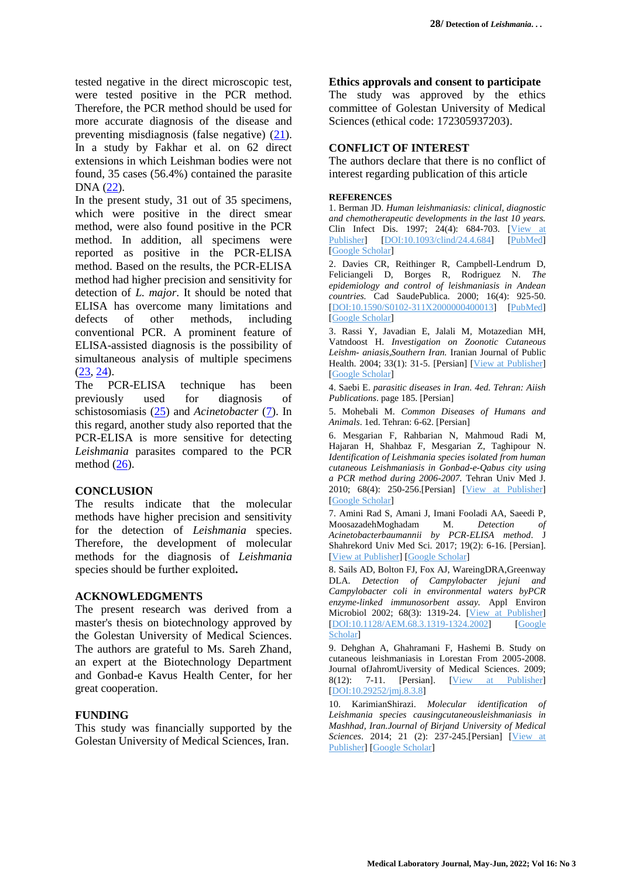tested negative in the direct microscopic test, were tested positive in the PCR method. Therefore, the PCR method should be used for more accurate diagnosis of the disease and preventing misdiagnosis (false negative) (21). In a study by Fakhar et al. on 62 direct extensions in which Leishman bodies were not found, 35 cases (56.4%) contained the parasite DNA (22).

In the present study, 31 out of 35 specimens, which were positive in the direct smear method, were also found positive in the PCR method. In addition, all specimens were reported as positive in the PCR-ELISA method. Based on the results, the PCR-ELISA method had higher precision and sensitivity for detection of *L. major*. It should be noted that ELISA has overcome many limitations and defects of other methods, including conventional PCR. A prominent feature of ELISA-assisted diagnosis is the possibility of simultaneous analysis of multiple specimens (23, 24).

The PCR-ELISA technique has been previously used for diagnosis of schistosomiasis (25) and *Acinetobacter* (7). In this regard, another study also reported that the PCR-ELISA is more sensitive for detecting *Leishmania* parasites compared to the PCR method (26).

## CONCLUSION

The results indicate that the molecular methods have higher precision and sensitivity for the detection of *Leishmania* species. Therefore, the development of molecular methods for the diagnosis of *Leishmania* species should be further exploited**.**

## ACKNOWLEDGMENTS

The present research was derived from a master's thesis on biotechnology approved by the Golestan University of Medical Sciences. The authors are grateful to Ms. Sareh Zhand, an expert at the Biotechnology Department and Gonbad-e Kavus Health Center, for her great cooperation.

## FUNDING

This study was financially supported by the Golestan University of Medical Sciences, Iran.

## Ethics approvals and consent to participate

The study was approved by the ethics committee of Golestan University of Medical Sciences (ethical code: 172305937203).

## CONFLICT OF INTEREST

The authors declare that there is no conflict of interest regarding publication of this article

## REFERENCES

1. Berman JD. *Human leishmaniasis: clinical, diagnostic and chemotherapeutic developments in the last 10 years.* Clin Infect Dis. 1997; 24(4): 684-703. [View at Publisher] [DOI:10.1093/clind/24.4.684] [PubMed] [Google Scholar]

2. Davies CR, Reithinger R, Campbell-Lendrum D, Feliciangeli D, Borges R, Rodriguez N. *The epidemiology and control of leishmaniasis in Andean countries.* Cad SaudePublica. 2000; 16(4): 925-50. [DOI:10.1590/S0102-311X2000000400013] [PubMed] [Google Scholar]

3. Rassi Y, Javadian E, Jalali M, Motazedian MH, Vatndoost H. *Investigation on Zoonotic Cutaneous Leishm- aniasis,Southern Iran.* Iranian Journal of Public Health. 2004; 33(1): 31-5. [Persian] [View at Publisher] [Google Scholar]

4. Saebi E. *parasitic diseases in Iran. 4ed. Tehran: Aiish Publications*. page 185. [Persian]

5. Mohebali M. *Common Diseases of Humans and Animals*. 1ed. Tehran: 6-62. [Persian]

6. Mesgarian F, Rahbarian N, Mahmoud Radi M, Hajaran H, Shahbaz F, Mesgarian Z, Taghipour N. *Identification of Leishmania species isolated from human cutaneous Leishmaniasis in Gonbad-e-Qabus city using a PCR method during 2006-2007.* Tehran Univ Med J. 2010; 68(4): 250-256.[Persian] [View at Publisher] [Google Scholar]

7. Amini Rad S, Amani J, Imani Fooladi AA, Saeedi P, MoosazadehMoghadam M. *Detection of Acinetobacterbaumannii by PCR-ELISA method*. J Shahrekord Univ Med Sci. 2017; 19(2): 6-16. [Persian]. [View at Publisher] [Google Scholar]

8. Sails AD, Bolton FJ, Fox AJ, WareingDRA,Greenway DLA. *Detection of Campylobacter jejuni and Campylobacter coli in environmental waters byPCR enzyme-linked immunosorbent assay.* Appl Environ Microbiol 2002; 68(3): 1319-24. [View at Publisher] [DOI:10.1128/AEM.68.3.1319-1324.2002] [Google Scholar]

9. Dehghan A, Ghahramani F, Hashemi B. Study on cutaneous leishmaniasis in Lorestan From 2005-2008. Journal ofJahromUiversity of Medical Sciences. 2009; 8(12): 7-11. [Persian]. [View at Publisher] [DOI:10.29252/jmj.8.3.8]

10. KarimianShirazi. *Molecular identification of Leishmania species causingcutaneousleishmaniasis in Mashhad, Iran.Journal of Birjand University of Medical Sciences*. 2014; 21 (2): 237-245.[Persian] [View at Publisher] [Google Scholar]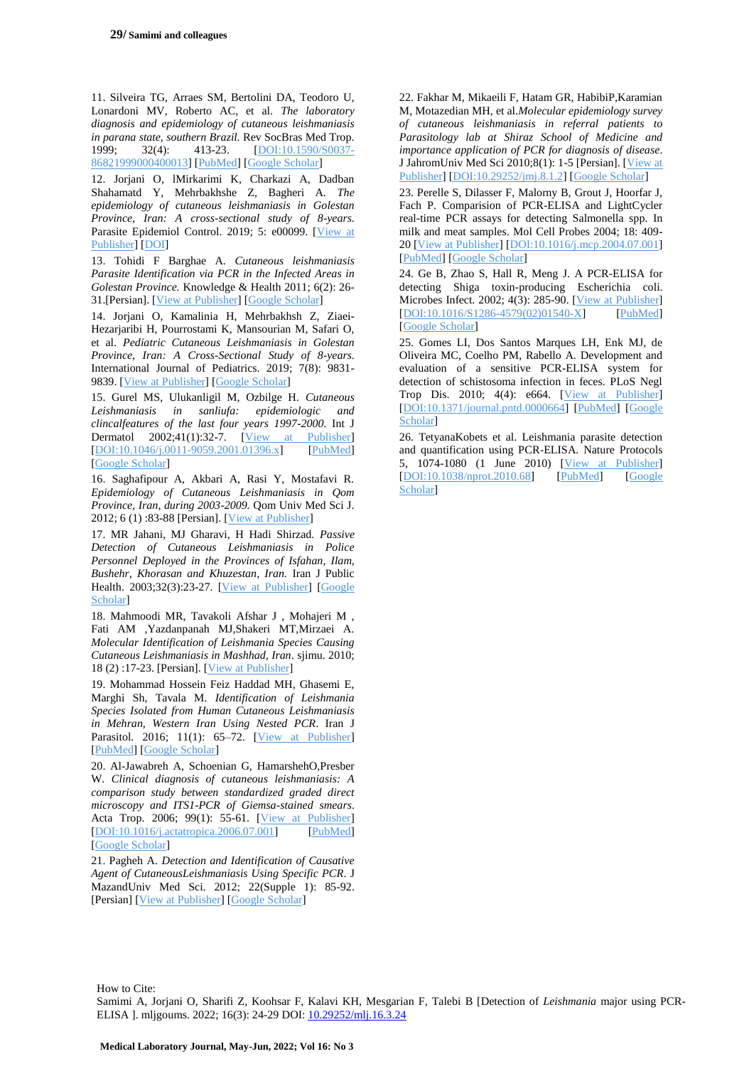11. Silveira TG, Arraes SM, Bertolini DA, Teodoro U, Lonardoni MV, Roberto AC, et al. *The laboratory diagnosis and epidemiology of cutaneous leishmaniasis in parana state, southern Brazil.* Rev SocBras Med Trop. 1999; 32(4): 413-23. [DOI:10.1590/S0037-86821999000400013] [PubMed] [Google Scholar]

12. Jorjani O, lMirkarimi K, Charkazi A, Dadban Shahamatd Y, Mehrbakhshe Z, Bagheri A. *The epidemiology of cutaneous leishmaniasis in Golestan Province, Iran: A cross-sectional study of 8-years.* Parasite Epidemiol Control. 2019; 5: e00099. [View at Publisher] [DOI]

13. Tohidi F Barghae A. *Cutaneous leishmaniasis Parasite Identification via PCR in the Infected Areas in Golestan Province.* Knowledge & Health 2011; 6(2): 26-31.[Persian]. [View at Publisher] [Google Scholar]

14. Jorjani O, Kamalinia H, Mehrbakhsh Z, Ziaei-Hezarjaribi H, Pourrostami K, Mansourian M, Safari O, et al. *Pediatric Cutaneous Leishmaniasis in Golestan Province, Iran: A Cross-Sectional Study of 8-years.* International Journal of Pediatrics. 2019; 7(8): 9831-9839. [View at Publisher] [Google Scholar]

15. Gurel MS, Ulukanligil M, Ozbilge H. *Cutaneous Leishmaniasis in sanliufa: epidemiologic and clincalfeatures of the last four years 1997-2000.* Int J Dermatol 2002;41(1):32-7. [View at Publisher] [DOI:10.1046/j.0011-9059.2001.01396.x] [PubMed] [Google Scholar]

16. Saghafipour A, Akbari A, Rasi Y, Mostafavi R. *Epidemiology of Cutaneous Leishmaniasis in Qom Province, Iran, during 2003-2009.* Qom Univ Med Sci J. 2012; 6 (1) :83-88 [Persian]. [View at Publisher]

17. MR Jahani, MJ Gharavi, H Hadi Shirzad. *Passive Detection of Cutaneous Leishmaniasis in Police Personnel Deployed in the Provinces of Isfahan, Ilam, Bushehr, Khorasan and Khuzestan, Iran.* Iran J Public Health. 2003;32(3):23-27. [View at Publisher] [Google Scholar]

18. Mahmoodi MR, Tavakoli Afshar J , Mohajeri M , Fati AM ,Yazdanpanah MJ,Shakeri MT,Mirzaei A. *Molecular Identification of Leishmania Species Causing Cutaneous Leishmaniasis in Mashhad, Iran*. sjimu. 2010; 18 (2) :17-23. [Persian]. [View at Publisher]

19. Mohammad Hossein Feiz Haddad MH, Ghasemi E, Marghi Sh, Tavala M. *Identification of Leishmania Species Isolated from Human Cutaneous Leishmaniasis in Mehran, Western Iran Using Nested PCR*. Iran J Parasitol. 2016; 11(1): 65–72. [View at Publisher] [PubMed] [Google Scholar]

20. Al-Jawabreh A, Schoenian G, HamarshehO,Presber W. *Clinical diagnosis of cutaneous leishmaniasis: A comparison study between standardized graded direct microscopy and ITS1-PCR of Giemsa-stained smears*. Acta Trop. 2006; 99(1): 55-61. [View at Publisher] [DOI:10.1016/j.actatropica.2006.07.001] [PubMed] [Google Scholar]

21. Pagheh A. *Detection and Identification of Causative Agent of CutaneousLeishmaniasis Using Specific PCR*. J MazandUniv Med Sci. 2012; 22(Supple 1): 85-92. [Persian] [View at Publisher] [Google Scholar]

22. Fakhar M, Mikaeili F, Hatam GR, HabibiP,Karamian M, Motazedian MH, et al.*Molecular epidemiology survey of cutaneous leishmaniasis in referral patients to Parasitology lab at Shiraz School of Medicine and importance application of PCR for diagnosis of disease*. J JahromUniv Med Sci 2010;8(1): 1-5 [Persian]. [View at Publisher] [DOI:10.29252/jmj.8.1.2] [Google Scholar]

23. Perelle S, Dilasser F, Malorny B, Grout J, Hoorfar J, Fach P. Comparision of PCR-ELISA and LightCycler real-time PCR assays for detecting Salmonella spp. In milk and meat samples. Mol Cell Probes 2004; 18: 409-20 [View at Publisher] [DOI:10.1016/j.mcp.2004.07.001] [PubMed] [Google Scholar]

24. Ge B, Zhao S, Hall R, Meng J. A PCR-ELISA for detecting Shiga toxin-producing Escherichia coli. Microbes Infect. 2002; 4(3): 285-90. [View at Publisher] [DOI:10.1016/S1286-4579(02)01540-X] [PubMed] [Google Scholar]

25. Gomes LI, Dos Santos Marques LH, Enk MJ, de Oliveira MC, Coelho PM, Rabello A. Development and evaluation of a sensitive PCR-ELISA system for detection of schistosoma infection in feces. PLoS Negl Trop Dis. 2010; 4(4): e664. [View at Publisher] [DOI:10.1371/journal.pntd.0000664] [PubMed] [Google Scholar]

26. TetyanaKobets et al. Leishmania parasite detection and quantification using PCR-ELISA. Nature Protocols 5, 1074-1080 (1 June 2010) [View at Publisher] [DOI:10.1038/nprot.2010.68] [PubMed] [Google Scholar]

How to Cite:
Samimi A, Jorjani O, Sharifi Z, Koohsar F, Kalavi KH, Mesgarian F, Talebi B [Detection of *Leishmania* major using PCR-ELISA ]. mljgoums. 2022; 16(3): 24-29 DOI: 10.29252/mlj.16.3.24